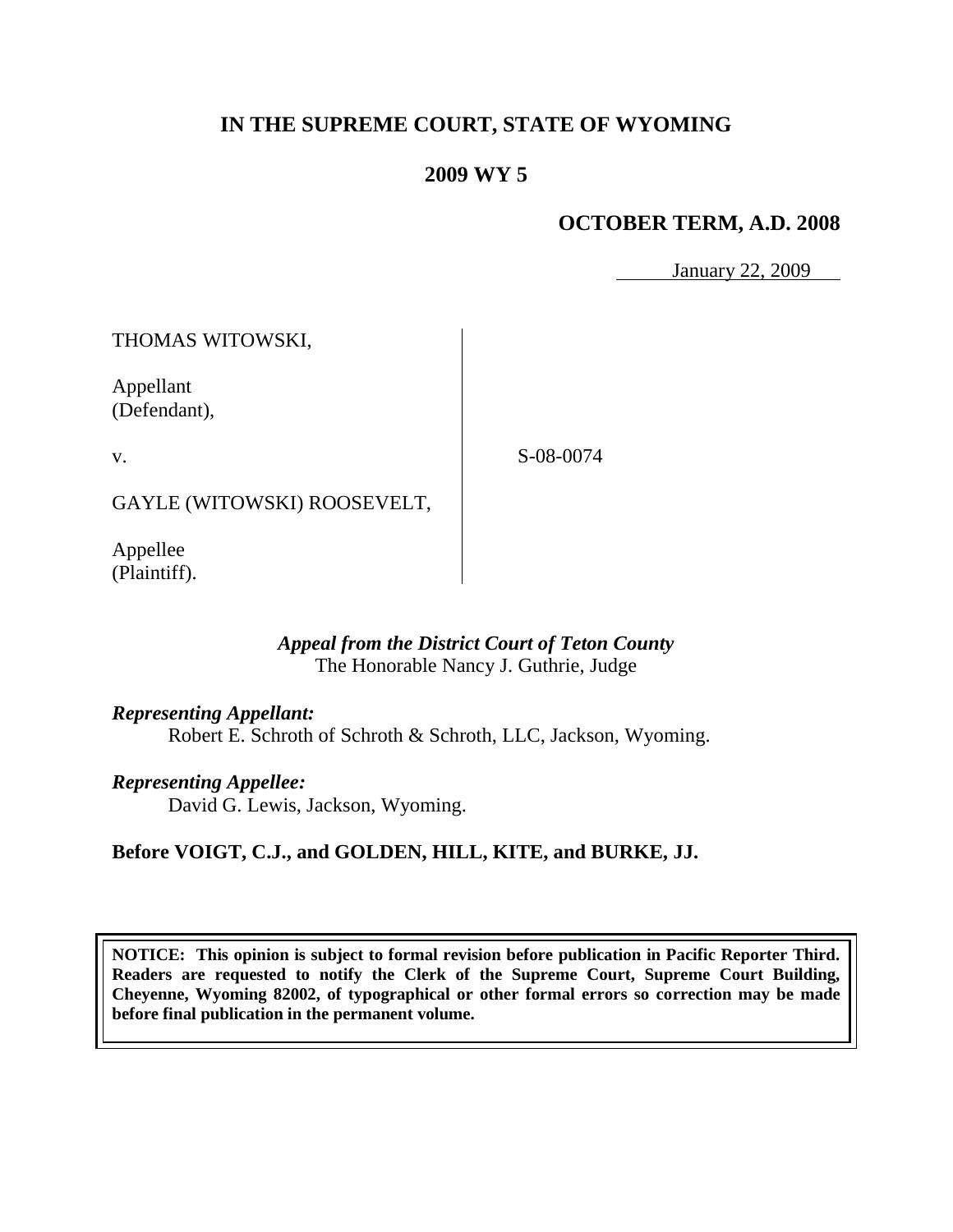**IN THE SUPREME COURT, STATE OF WYOMING**

**2009 WY 5**

**OCTOBER TERM, A.D. 2008**

January 22, 2009

THOMAS WITOWSKI,

Appellant
(Defendant),

v.

S-08-0074

GAYLE (WITOWSKI) ROOSEVELT,

Appellee
(Plaintiff).

*Appeal from the District Court of Teton County*
The Honorable Nancy J. Guthrie, Judge

***Representing Appellant:***
Robert E. Schroth of Schroth & Schroth, LLC, Jackson, Wyoming.

***Representing Appellee:***
David G. Lewis, Jackson, Wyoming.

**Before VOIGT, C.J., and GOLDEN, HILL, KITE, and BURKE, JJ.**

**NOTICE: This opinion is subject to formal revision before publication in Pacific Reporter Third. Readers are requested to notify the Clerk of the Supreme Court, Supreme Court Building, Cheyenne, Wyoming 82002, of typographical or other formal errors so correction may be made before final publication in the permanent volume.**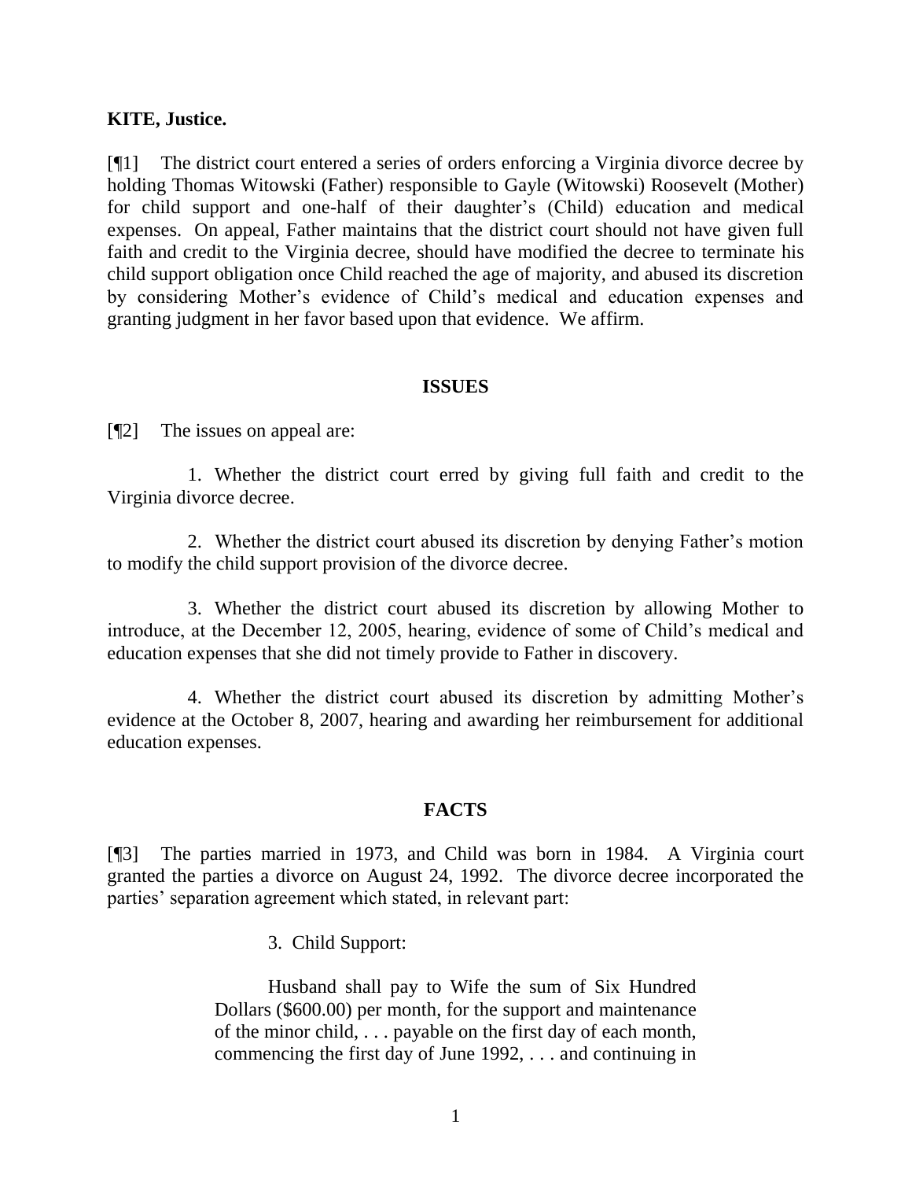**KITE, Justice.**

[¶1] The district court entered a series of orders enforcing a Virginia divorce decree by holding Thomas Witowski (Father) responsible to Gayle (Witowski) Roosevelt (Mother) for child support and one-half of their daughter's (Child) education and medical expenses. On appeal, Father maintains that the district court should not have given full faith and credit to the Virginia decree, should have modified the decree to terminate his child support obligation once Child reached the age of majority, and abused its discretion by considering Mother's evidence of Child's medical and education expenses and granting judgment in her favor based upon that evidence. We affirm.

## ISSUES

[¶2] The issues on appeal are:

1. Whether the district court erred by giving full faith and credit to the Virginia divorce decree.

2. Whether the district court abused its discretion by denying Father's motion to modify the child support provision of the divorce decree.

3. Whether the district court abused its discretion by allowing Mother to introduce, at the December 12, 2005, hearing, evidence of some of Child's medical and education expenses that she did not timely provide to Father in discovery.

4. Whether the district court abused its discretion by admitting Mother's evidence at the October 8, 2007, hearing and awarding her reimbursement for additional education expenses.

## FACTS

[¶3] The parties married in 1973, and Child was born in 1984. A Virginia court granted the parties a divorce on August 24, 1992. The divorce decree incorporated the parties' separation agreement which stated, in relevant part:

> 3. Child Support:
>
> Husband shall pay to Wife the sum of Six Hundred Dollars ($600.00) per month, for the support and maintenance of the minor child, . . . payable on the first day of each month, commencing the first day of June 1992, . . . and continuing in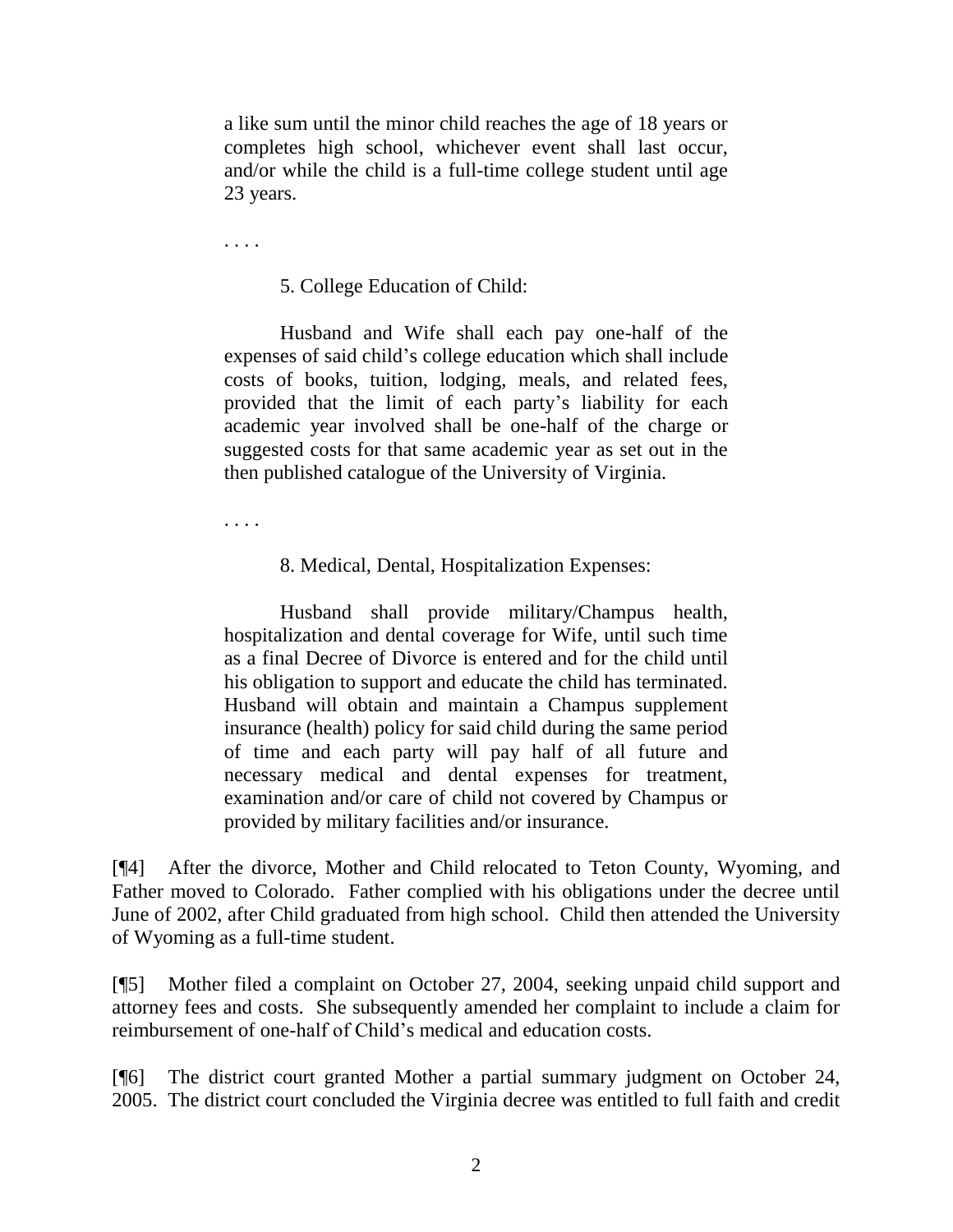> a like sum until the minor child reaches the age of 18 years or completes high school, whichever event shall last occur, and/or while the child is a full-time college student until age 23 years.
>
> . . . .
>
> 5. College Education of Child:
>
> Husband and Wife shall each pay one-half of the expenses of said child's college education which shall include costs of books, tuition, lodging, meals, and related fees, provided that the limit of each party's liability for each academic year involved shall be one-half of the charge or suggested costs for that same academic year as set out in the then published catalogue of the University of Virginia.
>
> . . . .
>
> 8. Medical, Dental, Hospitalization Expenses:
>
> Husband shall provide military/Champus health, hospitalization and dental coverage for Wife, until such time as a final Decree of Divorce is entered and for the child until his obligation to support and educate the child has terminated. Husband will obtain and maintain a Champus supplement insurance (health) policy for said child during the same period of time and each party will pay half of all future and necessary medical and dental expenses for treatment, examination and/or care of child not covered by Champus or provided by military facilities and/or insurance.

[¶4] After the divorce, Mother and Child relocated to Teton County, Wyoming, and Father moved to Colorado. Father complied with his obligations under the decree until June of 2002, after Child graduated from high school. Child then attended the University of Wyoming as a full-time student.

[¶5] Mother filed a complaint on October 27, 2004, seeking unpaid child support and attorney fees and costs. She subsequently amended her complaint to include a claim for reimbursement of one-half of Child's medical and education costs.

[¶6] The district court granted Mother a partial summary judgment on October 24, 2005. The district court concluded the Virginia decree was entitled to full faith and credit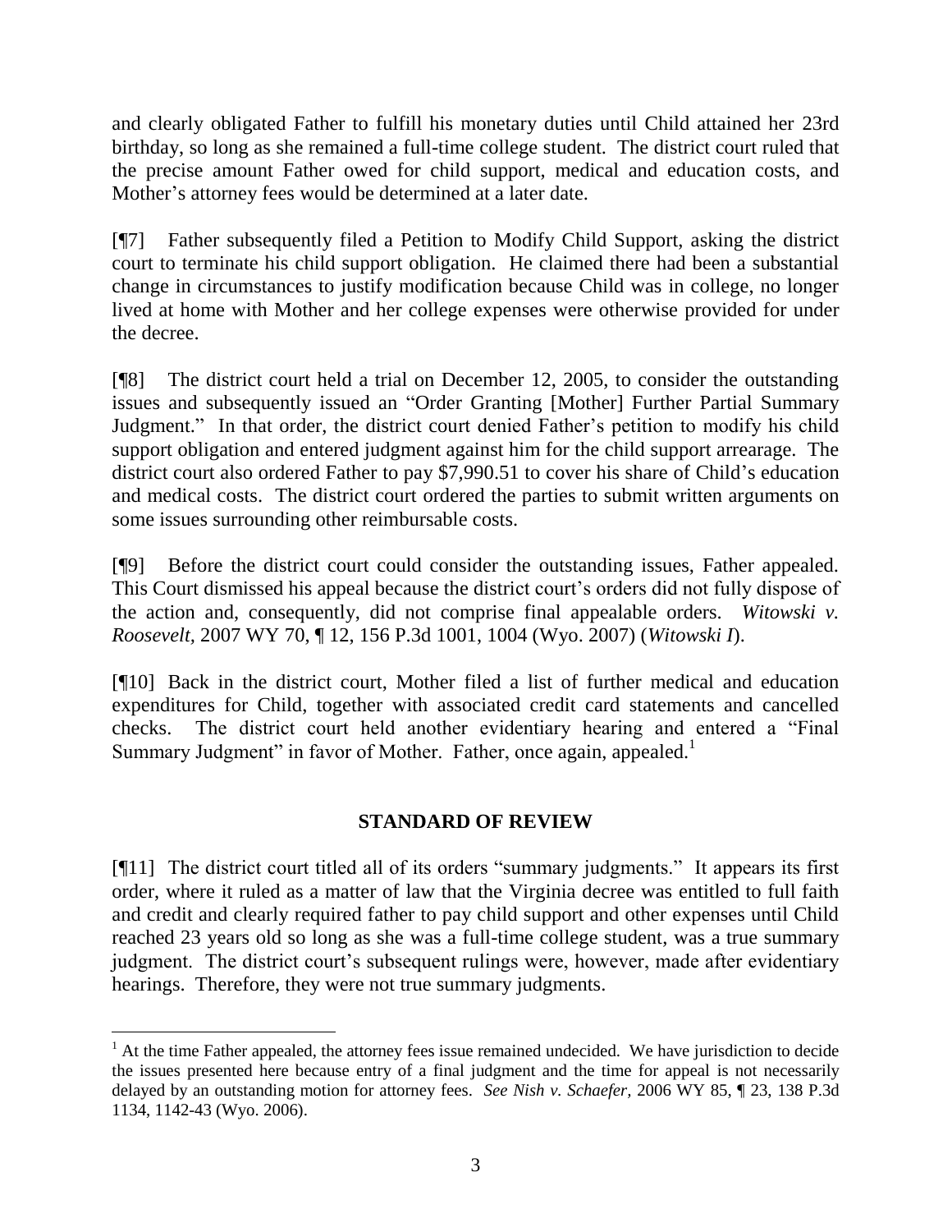and clearly obligated Father to fulfill his monetary duties until Child attained her 23rd birthday, so long as she remained a full-time college student. The district court ruled that the precise amount Father owed for child support, medical and education costs, and Mother's attorney fees would be determined at a later date.

[¶7] Father subsequently filed a Petition to Modify Child Support, asking the district court to terminate his child support obligation. He claimed there had been a substantial change in circumstances to justify modification because Child was in college, no longer lived at home with Mother and her college expenses were otherwise provided for under the decree.

[¶8] The district court held a trial on December 12, 2005, to consider the outstanding issues and subsequently issued an "Order Granting [Mother] Further Partial Summary Judgment." In that order, the district court denied Father's petition to modify his child support obligation and entered judgment against him for the child support arrearage. The district court also ordered Father to pay $7,990.51 to cover his share of Child's education and medical costs. The district court ordered the parties to submit written arguments on some issues surrounding other reimbursable costs.

[¶9] Before the district court could consider the outstanding issues, Father appealed. This Court dismissed his appeal because the district court's orders did not fully dispose of the action and, consequently, did not comprise final appealable orders. *Witowski v. Roosevelt,* 2007 WY 70, ¶ 12, 156 P.3d 1001, 1004 (Wyo. 2007) (*Witowski I*).

[¶10] Back in the district court, Mother filed a list of further medical and education expenditures for Child, together with associated credit card statements and cancelled checks. The district court held another evidentiary hearing and entered a "Final Summary Judgment" in favor of Mother. Father, once again, appealed.[1]

## STANDARD OF REVIEW

[¶11] The district court titled all of its orders "summary judgments." It appears its first order, where it ruled as a matter of law that the Virginia decree was entitled to full faith and credit and clearly required father to pay child support and other expenses until Child reached 23 years old so long as she was a full-time college student, was a true summary judgment. The district court's subsequent rulings were, however, made after evidentiary hearings. Therefore, they were not true summary judgments.

[1] At the time Father appealed, the attorney fees issue remained undecided. We have jurisdiction to decide the issues presented here because entry of a final judgment and the time for appeal is not necessarily delayed by an outstanding motion for attorney fees. *See Nish v. Schaefer,* 2006 WY 85, ¶ 23, 138 P.3d 1134, 1142-43 (Wyo. 2006).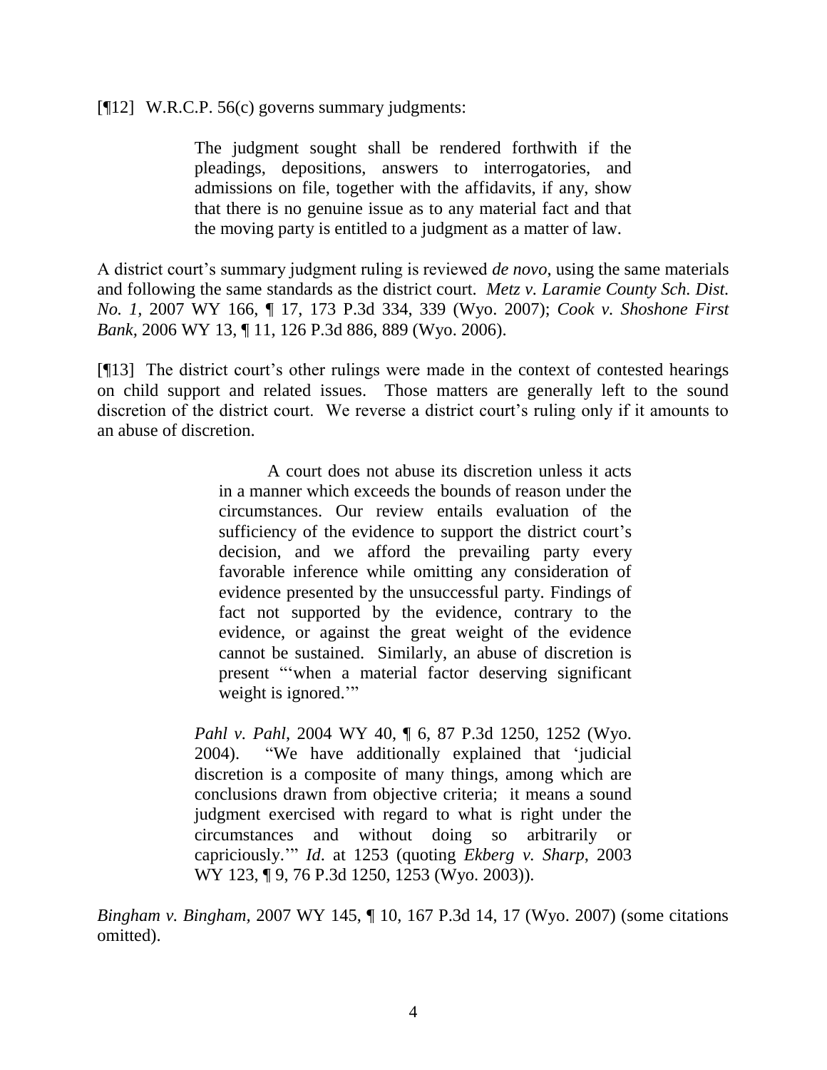[¶12] W.R.C.P. 56(c) governs summary judgments:

> The judgment sought shall be rendered forthwith if the pleadings, depositions, answers to interrogatories, and admissions on file, together with the affidavits, if any, show that there is no genuine issue as to any material fact and that the moving party is entitled to a judgment as a matter of law.

A district court's summary judgment ruling is reviewed *de novo*, using the same materials and following the same standards as the district court. *Metz v. Laramie County Sch. Dist. No. 1*, 2007 WY 166, ¶ 17, 173 P.3d 334, 339 (Wyo. 2007); *Cook v. Shoshone First Bank*, 2006 WY 13, ¶ 11, 126 P.3d 886, 889 (Wyo. 2006).

[¶13] The district court's other rulings were made in the context of contested hearings on child support and related issues. Those matters are generally left to the sound discretion of the district court. We reverse a district court's ruling only if it amounts to an abuse of discretion.

> A court does not abuse its discretion unless it acts in a manner which exceeds the bounds of reason under the circumstances. Our review entails evaluation of the sufficiency of the evidence to support the district court's decision, and we afford the prevailing party every favorable inference while omitting any consideration of evidence presented by the unsuccessful party. Findings of fact not supported by the evidence, contrary to the evidence, or against the great weight of the evidence cannot be sustained. Similarly, an abuse of discretion is present "'when a material factor deserving significant weight is ignored.'"
>
> *Pahl v. Pahl*, 2004 WY 40, ¶ 6, 87 P.3d 1250, 1252 (Wyo. 2004). "We have additionally explained that 'judicial discretion is a composite of many things, among which are conclusions drawn from objective criteria; it means a sound judgment exercised with regard to what is right under the circumstances and without doing so arbitrarily or capriciously.'" *Id.* at 1253 (quoting *Ekberg v. Sharp*, 2003 WY 123, ¶ 9, 76 P.3d 1250, 1253 (Wyo. 2003)).

*Bingham v. Bingham*, 2007 WY 145, ¶ 10, 167 P.3d 14, 17 (Wyo. 2007) (some citations omitted).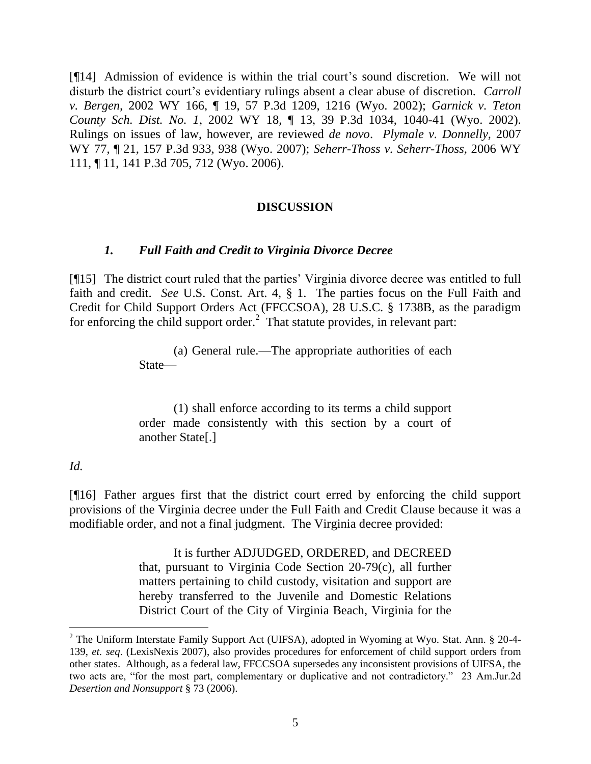[¶14] Admission of evidence is within the trial court's sound discretion. We will not disturb the district court's evidentiary rulings absent a clear abuse of discretion. *Carroll v. Bergen*, 2002 WY 166, ¶ 19, 57 P.3d 1209, 1216 (Wyo. 2002); *Garnick v. Teton County Sch. Dist. No. 1*, 2002 WY 18, ¶ 13, 39 P.3d 1034, 1040-41 (Wyo. 2002). Rulings on issues of law, however, are reviewed *de novo*. *Plymale v. Donnelly*, 2007 WY 77, ¶ 21, 157 P.3d 933, 938 (Wyo. 2007); *Seherr-Thoss v. Seherr-Thoss*, 2006 WY 111, ¶ 11, 141 P.3d 705, 712 (Wyo. 2006).

## DISCUSSION

### *1. Full Faith and Credit to Virginia Divorce Decree*

[¶15] The district court ruled that the parties' Virginia divorce decree was entitled to full faith and credit. *See* U.S. Const. Art. 4, § 1. The parties focus on the Full Faith and Credit for Child Support Orders Act (FFCCSOA), 28 U.S.C. § 1738B, as the paradigm for enforcing the child support order.[2] That statute provides, in relevant part:

> (a) General rule.—The appropriate authorities of each State—
>
> (1) shall enforce according to its terms a child support order made consistently with this section by a court of another State[.]

*Id.*

[¶16] Father argues first that the district court erred by enforcing the child support provisions of the Virginia decree under the Full Faith and Credit Clause because it was a modifiable order, and not a final judgment. The Virginia decree provided:

> It is further ADJUDGED, ORDERED, and DECREED that, pursuant to Virginia Code Section 20-79(c), all further matters pertaining to child custody, visitation and support are hereby transferred to the Juvenile and Domestic Relations District Court of the City of Virginia Beach, Virginia for the

[2] The Uniform Interstate Family Support Act (UIFSA), adopted in Wyoming at Wyo. Stat. Ann. § 20-4-139, *et. seq.* (LexisNexis 2007), also provides procedures for enforcement of child support orders from other states. Although, as a federal law, FFCCSOA supersedes any inconsistent provisions of UIFSA, the two acts are, "for the most part, complementary or duplicative and not contradictory." 23 Am.Jur.2d *Desertion and Nonsupport* § 73 (2006).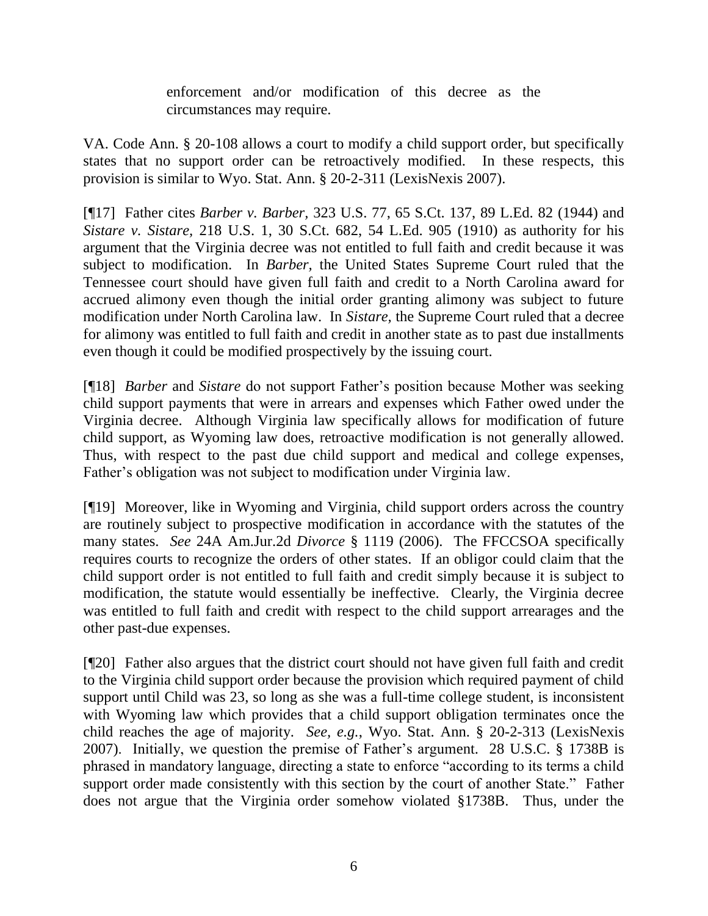> enforcement and/or modification of this decree as the circumstances may require.

VA. Code Ann. § 20-108 allows a court to modify a child support order, but specifically states that no support order can be retroactively modified. In these respects, this provision is similar to Wyo. Stat. Ann. § 20-2-311 (LexisNexis 2007).

[¶17] Father cites *Barber v. Barber*, 323 U.S. 77, 65 S.Ct. 137, 89 L.Ed. 82 (1944) and *Sistare v. Sistare*, 218 U.S. 1, 30 S.Ct. 682, 54 L.Ed. 905 (1910) as authority for his argument that the Virginia decree was not entitled to full faith and credit because it was subject to modification. In *Barber,* the United States Supreme Court ruled that the Tennessee court should have given full faith and credit to a North Carolina award for accrued alimony even though the initial order granting alimony was subject to future modification under North Carolina law. In *Sistare,* the Supreme Court ruled that a decree for alimony was entitled to full faith and credit in another state as to past due installments even though it could be modified prospectively by the issuing court.

[¶18] *Barber* and *Sistare* do not support Father's position because Mother was seeking child support payments that were in arrears and expenses which Father owed under the Virginia decree. Although Virginia law specifically allows for modification of future child support, as Wyoming law does, retroactive modification is not generally allowed. Thus, with respect to the past due child support and medical and college expenses, Father's obligation was not subject to modification under Virginia law.

[¶19] Moreover, like in Wyoming and Virginia, child support orders across the country are routinely subject to prospective modification in accordance with the statutes of the many states. *See* 24A Am.Jur.2d *Divorce* § 1119 (2006). The FFCCSOA specifically requires courts to recognize the orders of other states. If an obligor could claim that the child support order is not entitled to full faith and credit simply because it is subject to modification, the statute would essentially be ineffective. Clearly, the Virginia decree was entitled to full faith and credit with respect to the child support arrearages and the other past-due expenses.

[¶20] Father also argues that the district court should not have given full faith and credit to the Virginia child support order because the provision which required payment of child support until Child was 23, so long as she was a full-time college student, is inconsistent with Wyoming law which provides that a child support obligation terminates once the child reaches the age of majority. *See, e.g.,* Wyo. Stat. Ann. § 20-2-313 (LexisNexis 2007). Initially, we question the premise of Father's argument. 28 U.S.C. § 1738B is phrased in mandatory language, directing a state to enforce "according to its terms a child support order made consistently with this section by the court of another State." Father does not argue that the Virginia order somehow violated §1738B. Thus, under the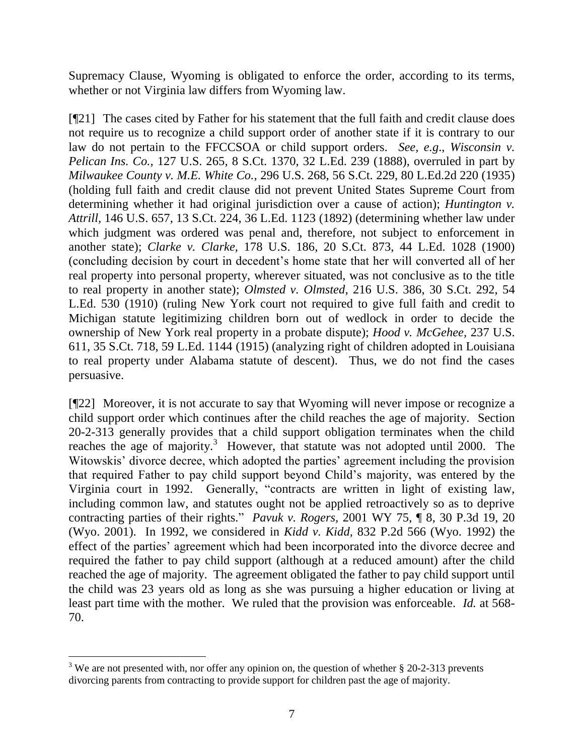Supremacy Clause, Wyoming is obligated to enforce the order, according to its terms, whether or not Virginia law differs from Wyoming law.

[¶21] The cases cited by Father for his statement that the full faith and credit clause does not require us to recognize a child support order of another state if it is contrary to our law do not pertain to the FFCCSOA or child support orders. *See, e.g*., *Wisconsin v. Pelican Ins. Co.,* 127 U.S. 265, 8 S.Ct. 1370, 32 L.Ed. 239 (1888), overruled in part by *Milwaukee County v. M.E. White Co.,* 296 U.S. 268, 56 S.Ct. 229, 80 L.Ed.2d 220 (1935) (holding full faith and credit clause did not prevent United States Supreme Court from determining whether it had original jurisdiction over a cause of action); *Huntington v. Attrill*, 146 U.S. 657, 13 S.Ct. 224, 36 L.Ed. 1123 (1892) (determining whether law under which judgment was ordered was penal and, therefore, not subject to enforcement in another state); *Clarke v. Clarke,* 178 U.S. 186, 20 S.Ct. 873, 44 L.Ed. 1028 (1900) (concluding decision by court in decedent's home state that her will converted all of her real property into personal property, wherever situated, was not conclusive as to the title to real property in another state); *Olmsted v. Olmsted,* 216 U.S. 386, 30 S.Ct. 292, 54 L.Ed. 530 (1910) (ruling New York court not required to give full faith and credit to Michigan statute legitimizing children born out of wedlock in order to decide the ownership of New York real property in a probate dispute); *Hood v. McGehee,* 237 U.S. 611, 35 S.Ct. 718, 59 L.Ed. 1144 (1915) (analyzing right of children adopted in Louisiana to real property under Alabama statute of descent). Thus, we do not find the cases persuasive.

[¶22] Moreover, it is not accurate to say that Wyoming will never impose or recognize a child support order which continues after the child reaches the age of majority. Section 20-2-313 generally provides that a child support obligation terminates when the child reaches the age of majority.[3] However, that statute was not adopted until 2000. The Witowskis' divorce decree, which adopted the parties' agreement including the provision that required Father to pay child support beyond Child's majority, was entered by the Virginia court in 1992. Generally, "contracts are written in light of existing law, including common law, and statutes ought not be applied retroactively so as to deprive contracting parties of their rights." *Pavuk v. Rogers*, 2001 WY 75, ¶ 8, 30 P.3d 19, 20 (Wyo. 2001). In 1992, we considered in *Kidd v. Kidd,* 832 P.2d 566 (Wyo. 1992) the effect of the parties' agreement which had been incorporated into the divorce decree and required the father to pay child support (although at a reduced amount) after the child reached the age of majority. The agreement obligated the father to pay child support until the child was 23 years old as long as she was pursuing a higher education or living at least part time with the mother. We ruled that the provision was enforceable. *Id.* at 568-70.

[3] We are not presented with, nor offer any opinion on, the question of whether § 20-2-313 prevents divorcing parents from contracting to provide support for children past the age of majority.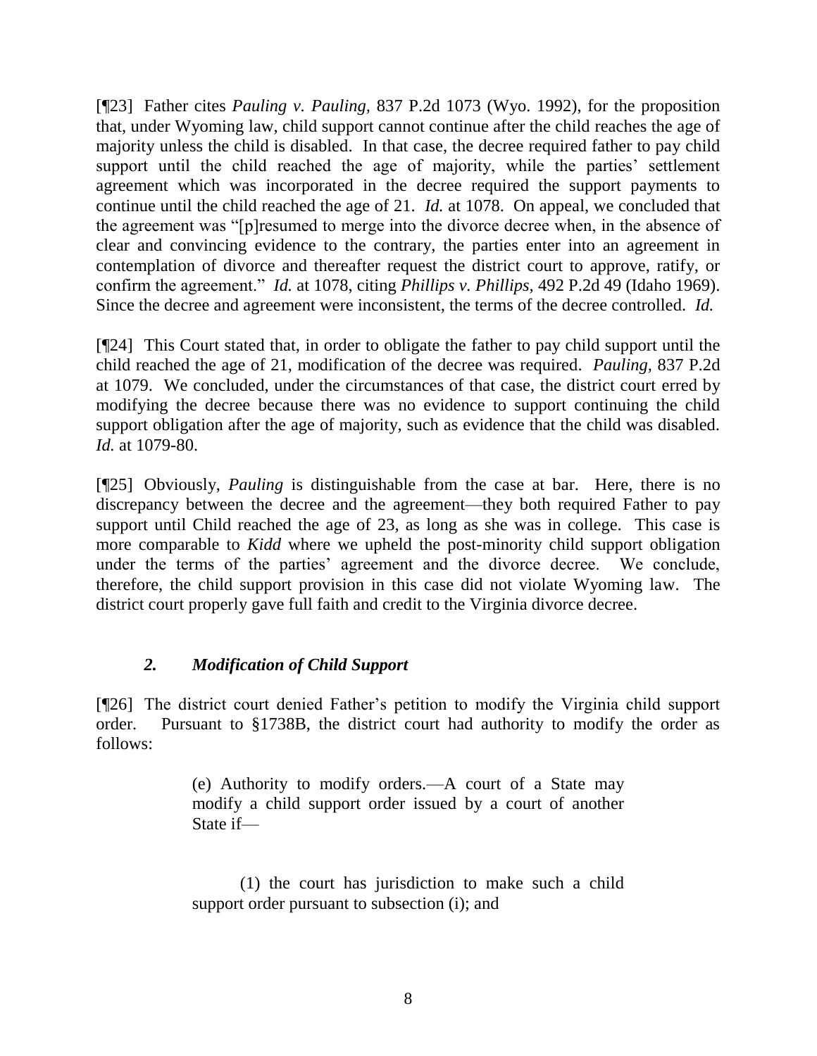[¶23] Father cites *Pauling v. Pauling*, 837 P.2d 1073 (Wyo. 1992), for the proposition that, under Wyoming law, child support cannot continue after the child reaches the age of majority unless the child is disabled. In that case, the decree required father to pay child support until the child reached the age of majority, while the parties' settlement agreement which was incorporated in the decree required the support payments to continue until the child reached the age of 21. *Id.* at 1078. On appeal, we concluded that the agreement was "[p]resumed to merge into the divorce decree when, in the absence of clear and convincing evidence to the contrary, the parties enter into an agreement in contemplation of divorce and thereafter request the district court to approve, ratify, or confirm the agreement." *Id.* at 1078, citing *Phillips v. Phillips*, 492 P.2d 49 (Idaho 1969). Since the decree and agreement were inconsistent, the terms of the decree controlled. *Id.*

[¶24] This Court stated that, in order to obligate the father to pay child support until the child reached the age of 21, modification of the decree was required. *Pauling*, 837 P.2d at 1079. We concluded, under the circumstances of that case, the district court erred by modifying the decree because there was no evidence to support continuing the child support obligation after the age of majority, such as evidence that the child was disabled. *Id.* at 1079-80.

[¶25] Obviously, *Pauling* is distinguishable from the case at bar. Here, there is no discrepancy between the decree and the agreement—they both required Father to pay support until Child reached the age of 23, as long as she was in college. This case is more comparable to *Kidd* where we upheld the post-minority child support obligation under the terms of the parties' agreement and the divorce decree. We conclude, therefore, the child support provision in this case did not violate Wyoming law. The district court properly gave full faith and credit to the Virginia divorce decree.

### *2. Modification of Child Support*

[¶26] The district court denied Father's petition to modify the Virginia child support order. Pursuant to §1738B, the district court had authority to modify the order as follows:

> (e) Authority to modify orders.—A court of a State may modify a child support order issued by a court of another State if—
>
> (1) the court has jurisdiction to make such a child support order pursuant to subsection (i); and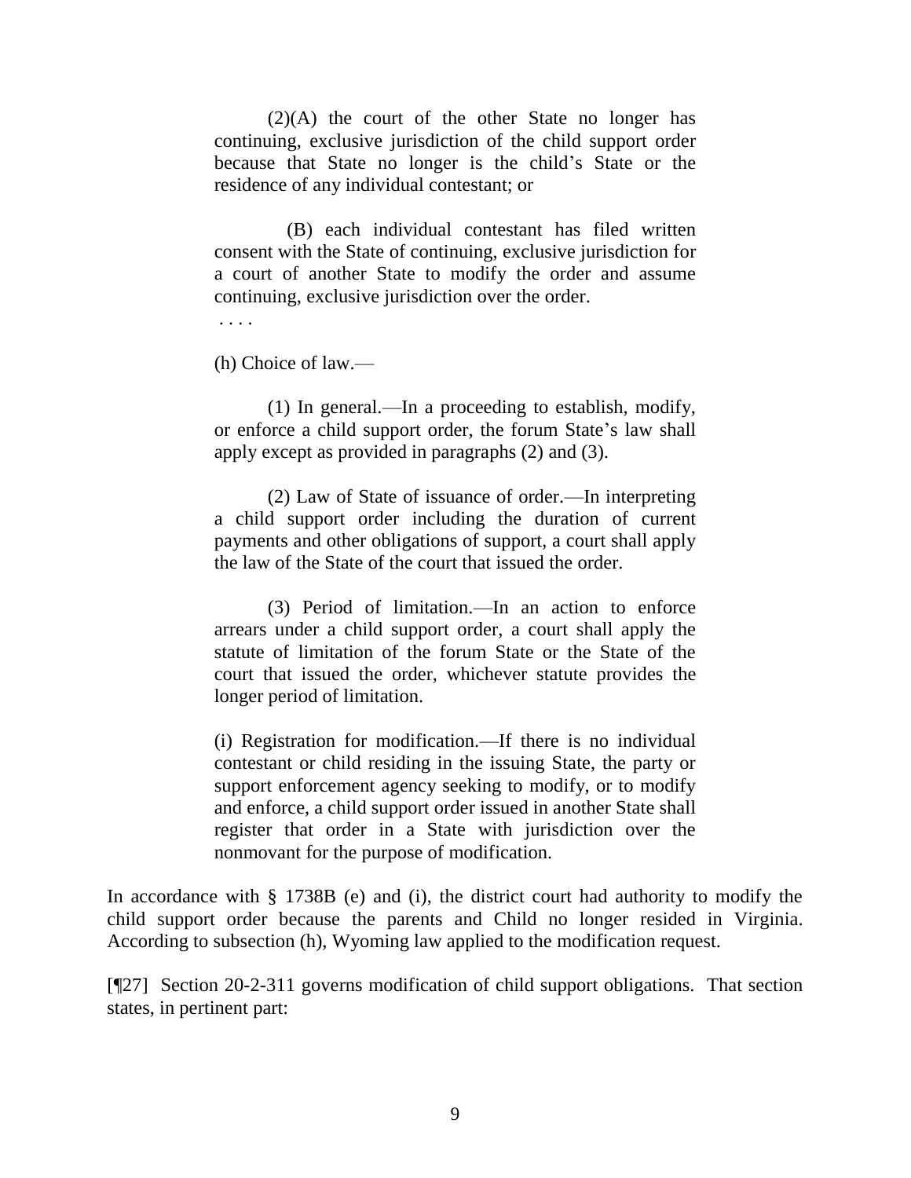> (2)(A) the court of the other State no longer has continuing, exclusive jurisdiction of the child support order because that State no longer is the child's State or the residence of any individual contestant; or
>
> (B) each individual contestant has filed written consent with the State of continuing, exclusive jurisdiction for a court of another State to modify the order and assume continuing, exclusive jurisdiction over the order.
>
> . . . .
>
> (h) Choice of law.—
>
> (1) In general.—In a proceeding to establish, modify, or enforce a child support order, the forum State's law shall apply except as provided in paragraphs (2) and (3).
>
> (2) Law of State of issuance of order.—In interpreting a child support order including the duration of current payments and other obligations of support, a court shall apply the law of the State of the court that issued the order.
>
> (3) Period of limitation.—In an action to enforce arrears under a child support order, a court shall apply the statute of limitation of the forum State or the State of the court that issued the order, whichever statute provides the longer period of limitation.
>
> (i) Registration for modification.—If there is no individual contestant or child residing in the issuing State, the party or support enforcement agency seeking to modify, or to modify and enforce, a child support order issued in another State shall register that order in a State with jurisdiction over the nonmovant for the purpose of modification.

In accordance with § 1738B (e) and (i), the district court had authority to modify the child support order because the parents and Child no longer resided in Virginia. According to subsection (h), Wyoming law applied to the modification request.

[¶27] Section 20-2-311 governs modification of child support obligations. That section states, in pertinent part: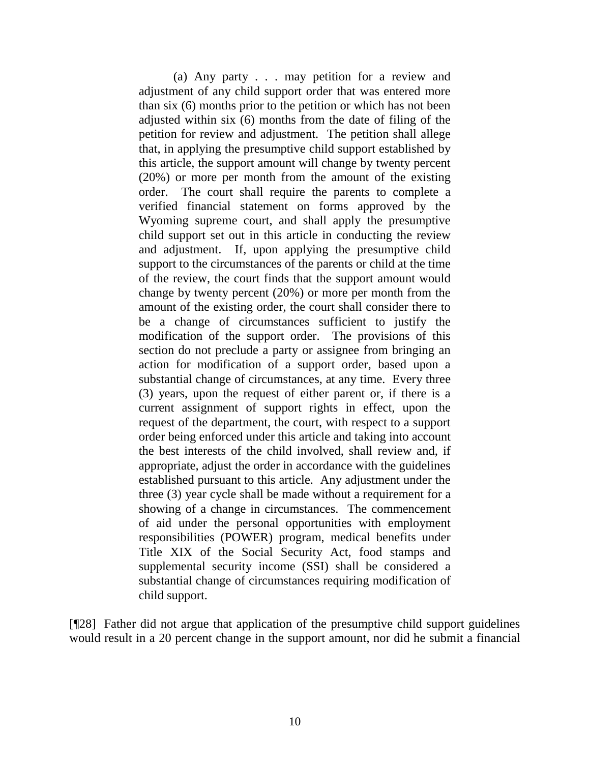> (a) Any party . . . may petition for a review and adjustment of any child support order that was entered more than six (6) months prior to the petition or which has not been adjusted within six (6) months from the date of filing of the petition for review and adjustment. The petition shall allege that, in applying the presumptive child support established by this article, the support amount will change by twenty percent (20%) or more per month from the amount of the existing order. The court shall require the parents to complete a verified financial statement on forms approved by the Wyoming supreme court, and shall apply the presumptive child support set out in this article in conducting the review and adjustment. If, upon applying the presumptive child support to the circumstances of the parents or child at the time of the review, the court finds that the support amount would change by twenty percent (20%) or more per month from the amount of the existing order, the court shall consider there to be a change of circumstances sufficient to justify the modification of the support order. The provisions of this section do not preclude a party or assignee from bringing an action for modification of a support order, based upon a substantial change of circumstances, at any time. Every three (3) years, upon the request of either parent or, if there is a current assignment of support rights in effect, upon the request of the department, the court, with respect to a support order being enforced under this article and taking into account the best interests of the child involved, shall review and, if appropriate, adjust the order in accordance with the guidelines established pursuant to this article. Any adjustment under the three (3) year cycle shall be made without a requirement for a showing of a change in circumstances. The commencement of aid under the personal opportunities with employment responsibilities (POWER) program, medical benefits under Title XIX of the Social Security Act, food stamps and supplemental security income (SSI) shall be considered a substantial change of circumstances requiring modification of child support.

[¶28] Father did not argue that application of the presumptive child support guidelines would result in a 20 percent change in the support amount, nor did he submit a financial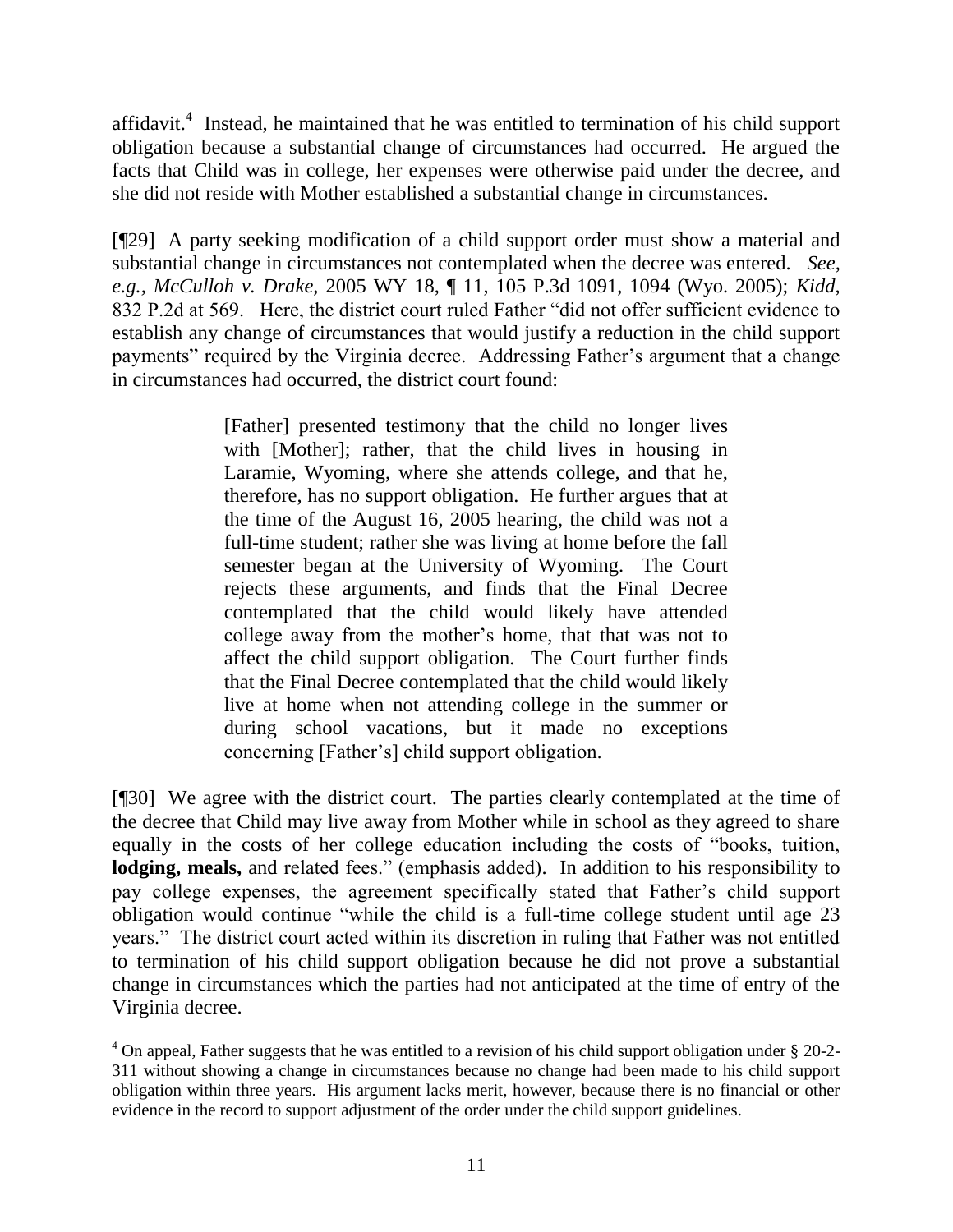affidavit.[4] Instead, he maintained that he was entitled to termination of his child support obligation because a substantial change of circumstances had occurred. He argued the facts that Child was in college, her expenses were otherwise paid under the decree, and she did not reside with Mother established a substantial change in circumstances.

[¶29] A party seeking modification of a child support order must show a material and substantial change in circumstances not contemplated when the decree was entered. *See, e.g., McCulloh v. Drake*, 2005 WY 18, ¶ 11, 105 P.3d 1091, 1094 (Wyo. 2005); *Kidd*, 832 P.2d at 569. Here, the district court ruled Father "did not offer sufficient evidence to establish any change of circumstances that would justify a reduction in the child support payments" required by the Virginia decree. Addressing Father's argument that a change in circumstances had occurred, the district court found:

> [Father] presented testimony that the child no longer lives with [Mother]; rather, that the child lives in housing in Laramie, Wyoming, where she attends college, and that he, therefore, has no support obligation. He further argues that at the time of the August 16, 2005 hearing, the child was not a full-time student; rather she was living at home before the fall semester began at the University of Wyoming. The Court rejects these arguments, and finds that the Final Decree contemplated that the child would likely have attended college away from the mother's home, that that was not to affect the child support obligation. The Court further finds that the Final Decree contemplated that the child would likely live at home when not attending college in the summer or during school vacations, but it made no exceptions concerning [Father's] child support obligation.

[¶30] We agree with the district court. The parties clearly contemplated at the time of the decree that Child may live away from Mother while in school as they agreed to share equally in the costs of her college education including the costs of "books, tuition, **lodging, meals,** and related fees." (emphasis added). In addition to his responsibility to pay college expenses, the agreement specifically stated that Father's child support obligation would continue "while the child is a full-time college student until age 23 years." The district court acted within its discretion in ruling that Father was not entitled to termination of his child support obligation because he did not prove a substantial change in circumstances which the parties had not anticipated at the time of entry of the Virginia decree.

---

[4] On appeal, Father suggests that he was entitled to a revision of his child support obligation under § 20-2-311 without showing a change in circumstances because no change had been made to his child support obligation within three years. His argument lacks merit, however, because there is no financial or other evidence in the record to support adjustment of the order under the child support guidelines.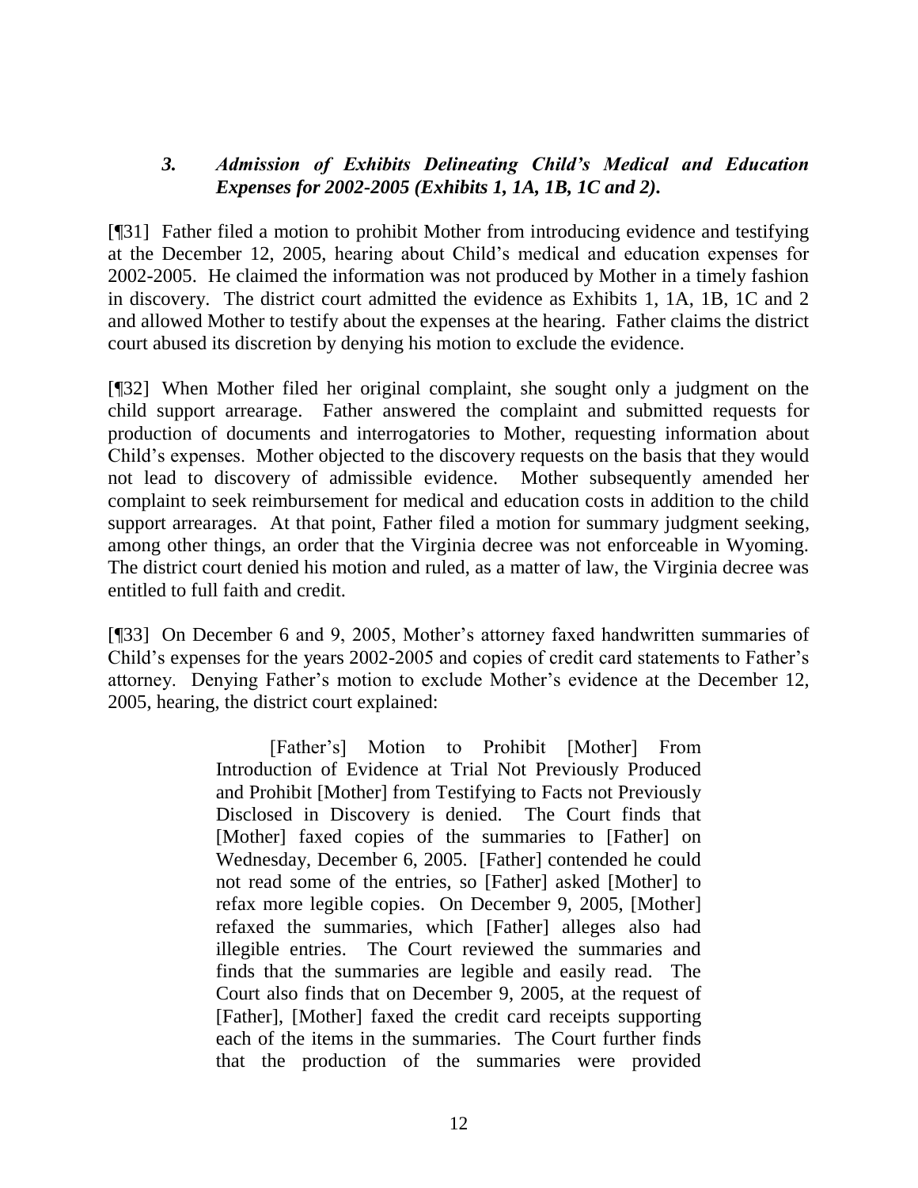### *3. Admission of Exhibits Delineating Child's Medical and Education Expenses for 2002-2005 (Exhibits 1, 1A, 1B, 1C and 2).*

[¶31] Father filed a motion to prohibit Mother from introducing evidence and testifying at the December 12, 2005, hearing about Child's medical and education expenses for 2002-2005. He claimed the information was not produced by Mother in a timely fashion in discovery. The district court admitted the evidence as Exhibits 1, 1A, 1B, 1C and 2 and allowed Mother to testify about the expenses at the hearing. Father claims the district court abused its discretion by denying his motion to exclude the evidence.

[¶32] When Mother filed her original complaint, she sought only a judgment on the child support arrearage. Father answered the complaint and submitted requests for production of documents and interrogatories to Mother, requesting information about Child's expenses. Mother objected to the discovery requests on the basis that they would not lead to discovery of admissible evidence. Mother subsequently amended her complaint to seek reimbursement for medical and education costs in addition to the child support arrearages. At that point, Father filed a motion for summary judgment seeking, among other things, an order that the Virginia decree was not enforceable in Wyoming. The district court denied his motion and ruled, as a matter of law, the Virginia decree was entitled to full faith and credit.

[¶33] On December 6 and 9, 2005, Mother's attorney faxed handwritten summaries of Child's expenses for the years 2002-2005 and copies of credit card statements to Father's attorney. Denying Father's motion to exclude Mother's evidence at the December 12, 2005, hearing, the district court explained:

> [Father's] Motion to Prohibit [Mother] From Introduction of Evidence at Trial Not Previously Produced and Prohibit [Mother] from Testifying to Facts not Previously Disclosed in Discovery is denied. The Court finds that [Mother] faxed copies of the summaries to [Father] on Wednesday, December 6, 2005. [Father] contended he could not read some of the entries, so [Father] asked [Mother] to refax more legible copies. On December 9, 2005, [Mother] refaxed the summaries, which [Father] alleges also had illegible entries. The Court reviewed the summaries and finds that the summaries are legible and easily read. The Court also finds that on December 9, 2005, at the request of [Father], [Mother] faxed the credit card receipts supporting each of the items in the summaries. The Court further finds that the production of the summaries were provided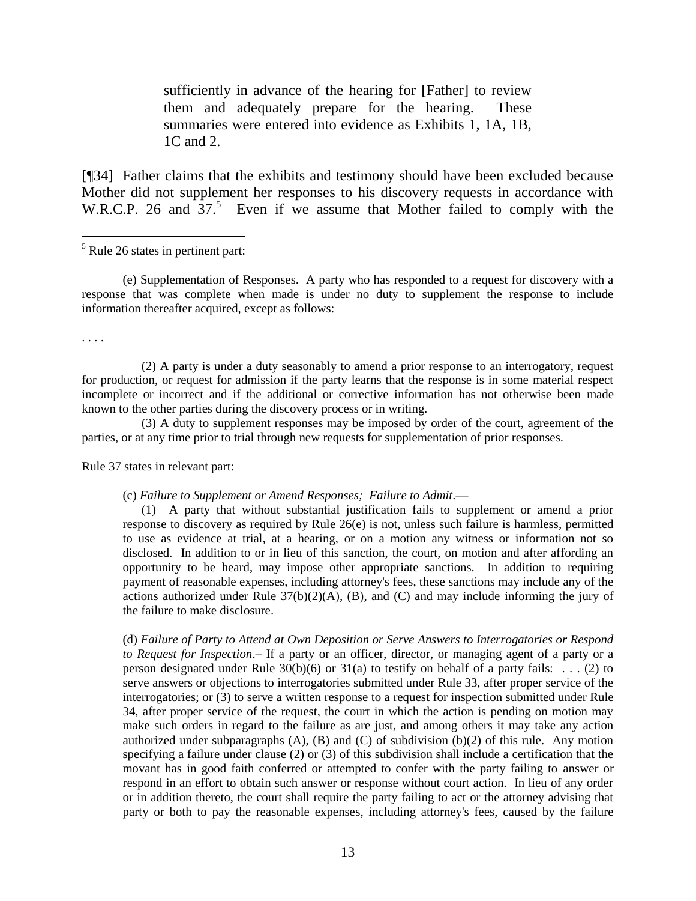> sufficiently in advance of the hearing for [Father] to review them and adequately prepare for the hearing. These summaries were entered into evidence as Exhibits 1, 1A, 1B, 1C and 2.

[¶34] Father claims that the exhibits and testimony should have been excluded because Mother did not supplement her responses to his discovery requests in accordance with W.R.C.P. 26 and 37.[5] Even if we assume that Mother failed to comply with the

---

[5] Rule 26 states in pertinent part:

> (e) Supplementation of Responses. A party who has responded to a request for discovery with a response that was complete when made is under no duty to supplement the response to include information thereafter acquired, except as follows:
>
> . . . .
>
> (2) A party is under a duty seasonably to amend a prior response to an interrogatory, request for production, or request for admission if the party learns that the response is in some material respect incomplete or incorrect and if the additional or corrective information has not otherwise been made known to the other parties during the discovery process or in writing.
>
> (3) A duty to supplement responses may be imposed by order of the court, agreement of the parties, or at any time prior to trial through new requests for supplementation of prior responses.

Rule 37 states in relevant part:

> (c) *Failure to Supplement or Amend Responses; Failure to Admit*.—
>
> (1) A party that without substantial justification fails to supplement or amend a prior response to discovery as required by Rule 26(e) is not, unless such failure is harmless, permitted to use as evidence at trial, at a hearing, or on a motion any witness or information not so disclosed. In addition to or in lieu of this sanction, the court, on motion and after affording an opportunity to be heard, may impose other appropriate sanctions. In addition to requiring payment of reasonable expenses, including attorney's fees, these sanctions may include any of the actions authorized under Rule 37(b)(2)(A), (B), and (C) and may include informing the jury of the failure to make disclosure.
>
> (d) *Failure of Party to Attend at Own Deposition or Serve Answers to Interrogatories or Respond to Request for Inspection*.– If a party or an officer, director, or managing agent of a party or a person designated under Rule 30(b)(6) or 31(a) to testify on behalf of a party fails: . . . (2) to serve answers or objections to interrogatories submitted under Rule 33, after proper service of the interrogatories; or (3) to serve a written response to a request for inspection submitted under Rule 34, after proper service of the request, the court in which the action is pending on motion may make such orders in regard to the failure as are just, and among others it may take any action authorized under subparagraphs (A), (B) and (C) of subdivision (b)(2) of this rule. Any motion specifying a failure under clause (2) or (3) of this subdivision shall include a certification that the movant has in good faith conferred or attempted to confer with the party failing to answer or respond in an effort to obtain such answer or response without court action. In lieu of any order or in addition thereto, the court shall require the party failing to act or the attorney advising that party or both to pay the reasonable expenses, including attorney's fees, caused by the failure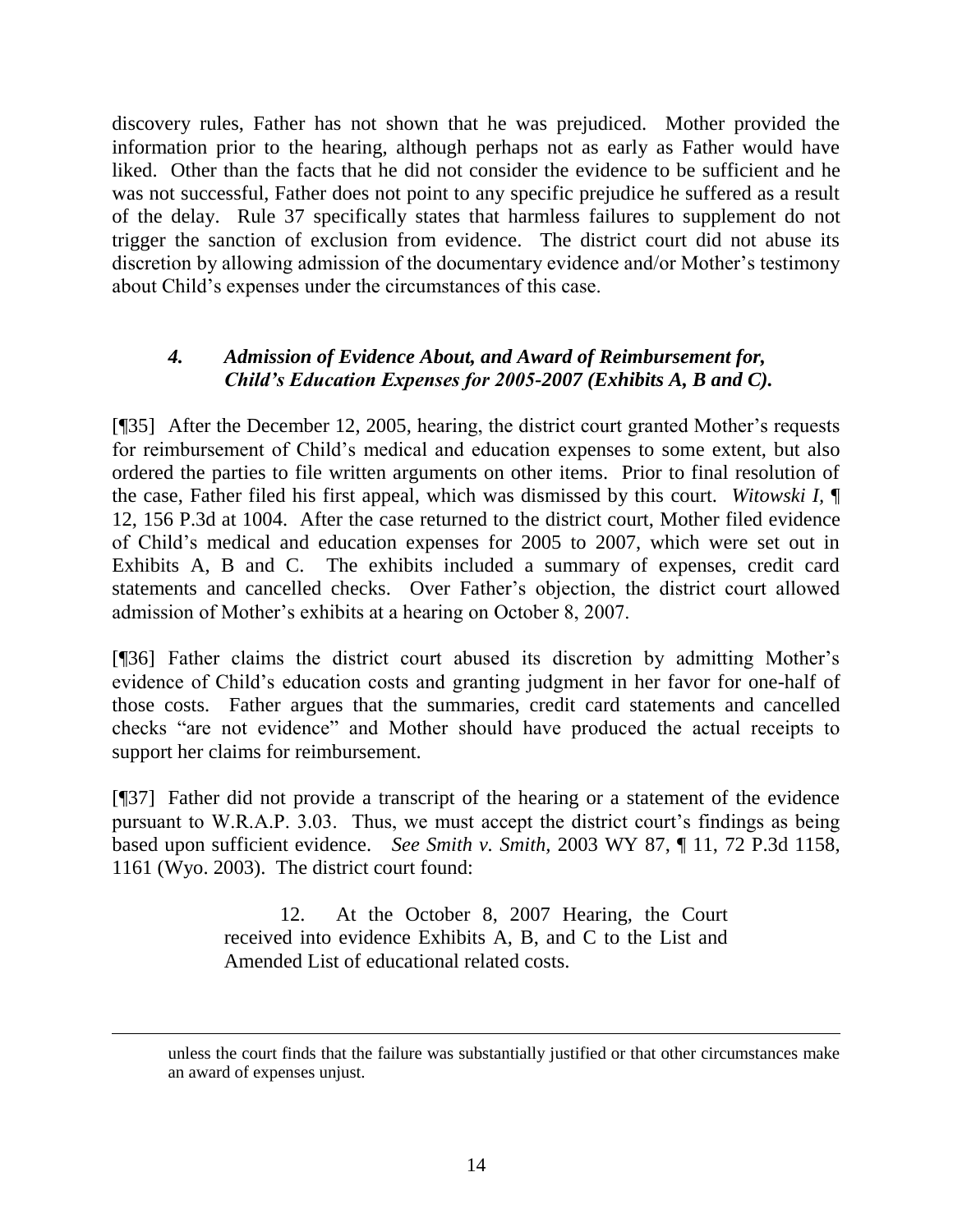discovery rules, Father has not shown that he was prejudiced. Mother provided the information prior to the hearing, although perhaps not as early as Father would have liked. Other than the facts that he did not consider the evidence to be sufficient and he was not successful, Father does not point to any specific prejudice he suffered as a result of the delay. Rule 37 specifically states that harmless failures to supplement do not trigger the sanction of exclusion from evidence. The district court did not abuse its discretion by allowing admission of the documentary evidence and/or Mother's testimony about Child's expenses under the circumstances of this case.

### *4. Admission of Evidence About, and Award of Reimbursement for, Child's Education Expenses for 2005-2007 (Exhibits A, B and C).*

[¶35] After the December 12, 2005, hearing, the district court granted Mother's requests for reimbursement of Child's medical and education expenses to some extent, but also ordered the parties to file written arguments on other items. Prior to final resolution of the case, Father filed his first appeal, which was dismissed by this court. *Witowski I*, ¶ 12, 156 P.3d at 1004. After the case returned to the district court, Mother filed evidence of Child's medical and education expenses for 2005 to 2007, which were set out in Exhibits A, B and C. The exhibits included a summary of expenses, credit card statements and cancelled checks. Over Father's objection, the district court allowed admission of Mother's exhibits at a hearing on October 8, 2007.

[¶36] Father claims the district court abused its discretion by admitting Mother's evidence of Child's education costs and granting judgment in her favor for one-half of those costs. Father argues that the summaries, credit card statements and cancelled checks "are not evidence" and Mother should have produced the actual receipts to support her claims for reimbursement.

[¶37] Father did not provide a transcript of the hearing or a statement of the evidence pursuant to W.R.A.P. 3.03. Thus, we must accept the district court's findings as being based upon sufficient evidence. *See Smith v. Smith*, 2003 WY 87, ¶ 11, 72 P.3d 1158, 1161 (Wyo. 2003). The district court found:

> 12. At the October 8, 2007 Hearing, the Court received into evidence Exhibits A, B, and C to the List and Amended List of educational related costs.

---

unless the court finds that the failure was substantially justified or that other circumstances make an award of expenses unjust.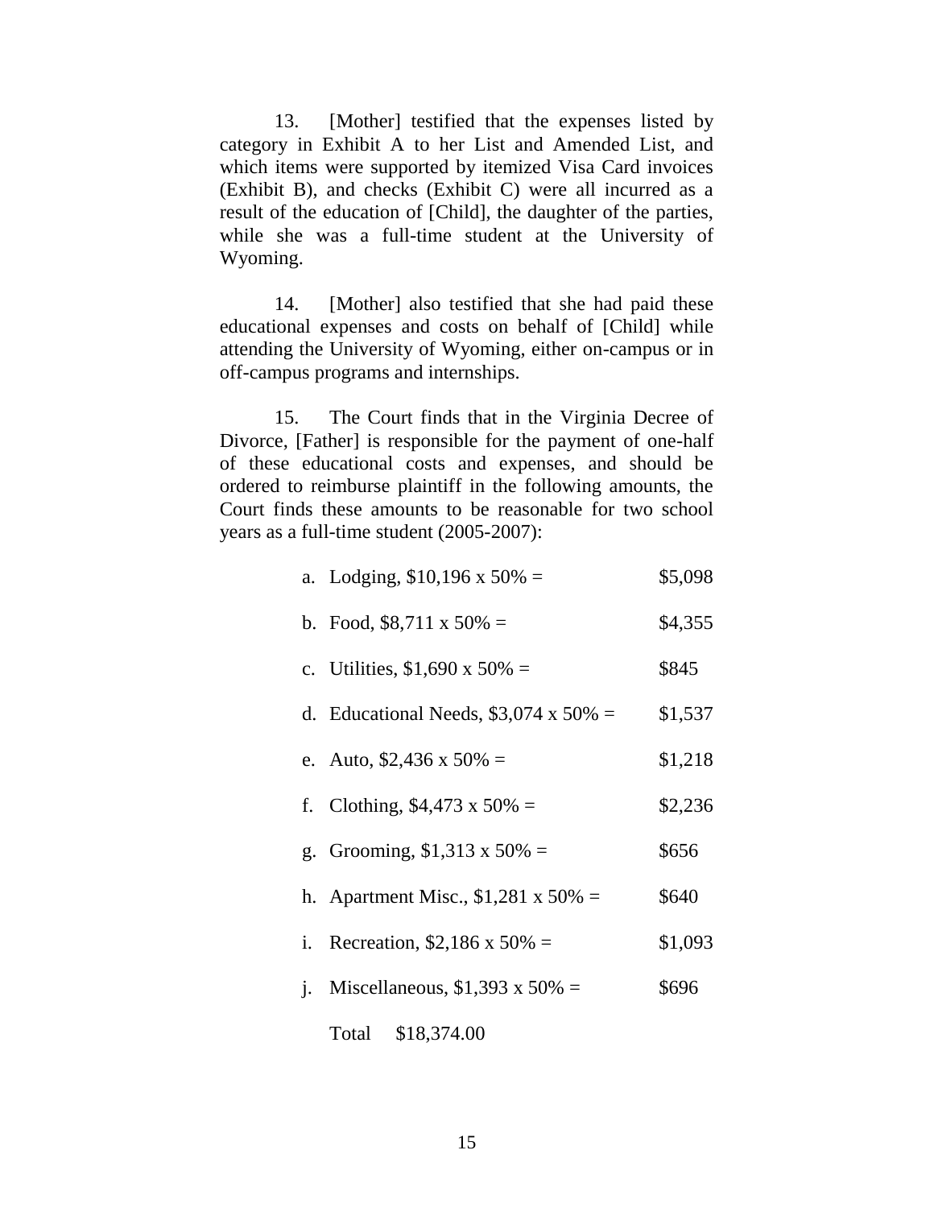13. [Mother] testified that the expenses listed by category in Exhibit A to her List and Amended List, and which items were supported by itemized Visa Card invoices (Exhibit B), and checks (Exhibit C) were all incurred as a result of the education of [Child], the daughter of the parties, while she was a full-time student at the University of Wyoming.

14. [Mother] also testified that she had paid these educational expenses and costs on behalf of [Child] while attending the University of Wyoming, either on-campus or in off-campus programs and internships.

15. The Court finds that in the Virginia Decree of Divorce, [Father] is responsible for the payment of one-half of these educational costs and expenses, and should be ordered to reimburse plaintiff in the following amounts, the Court finds these amounts to be reasonable for two school years as a full-time student (2005-2007):

| | |
|---|---|
| a. Lodging, $10,196 x 50% = | $5,098 |
| b. Food, $8,711 x 50% = | $4,355 |
| c. Utilities, $1,690 x 50% = | $845 |
| d. Educational Needs, $3,074 x 50% = | $1,537 |
| e. Auto, $2,436 x 50% = | $1,218 |
| f. Clothing, $4,473 x 50% = | $2,236 |
| g. Grooming, $1,313 x 50% = | $656 |
| h. Apartment Misc., $1,281 x 50% = | $640 |
| i. Recreation, $2,186 x 50% = | $1,093 |
| j. Miscellaneous, $1,393 x 50% = | $696 |
| Total $18,374.00 | |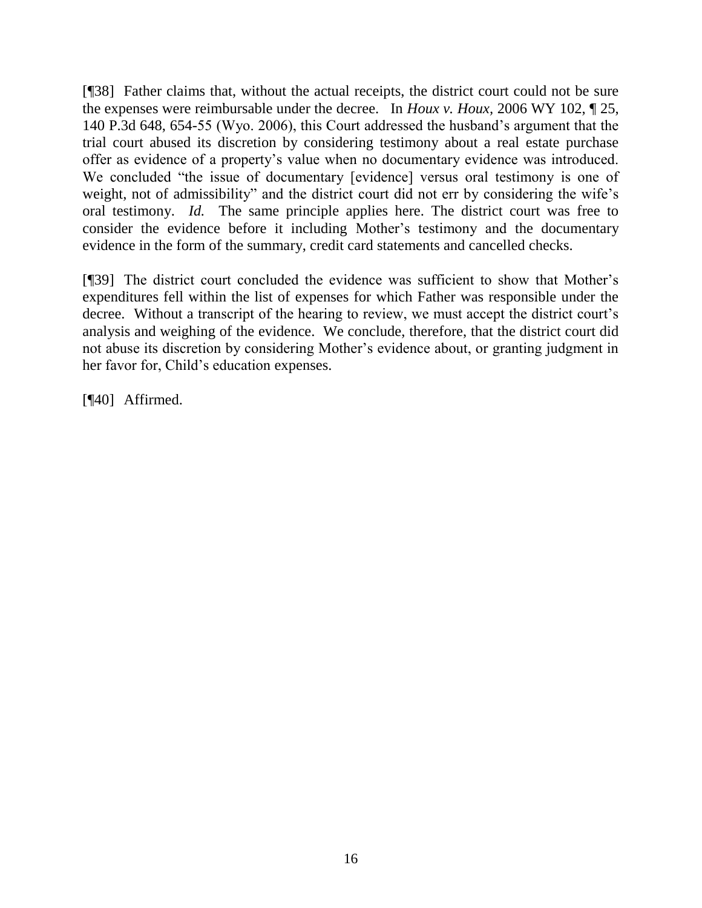[¶38] Father claims that, without the actual receipts, the district court could not be sure the expenses were reimbursable under the decree. In *Houx v. Houx*, 2006 WY 102, ¶ 25, 140 P.3d 648, 654-55 (Wyo. 2006), this Court addressed the husband's argument that the trial court abused its discretion by considering testimony about a real estate purchase offer as evidence of a property's value when no documentary evidence was introduced. We concluded "the issue of documentary [evidence] versus oral testimony is one of weight, not of admissibility" and the district court did not err by considering the wife's oral testimony. *Id.* The same principle applies here. The district court was free to consider the evidence before it including Mother's testimony and the documentary evidence in the form of the summary, credit card statements and cancelled checks.

[¶39] The district court concluded the evidence was sufficient to show that Mother's expenditures fell within the list of expenses for which Father was responsible under the decree. Without a transcript of the hearing to review, we must accept the district court's analysis and weighing of the evidence. We conclude, therefore, that the district court did not abuse its discretion by considering Mother's evidence about, or granting judgment in her favor for, Child's education expenses.

[¶40] Affirmed.